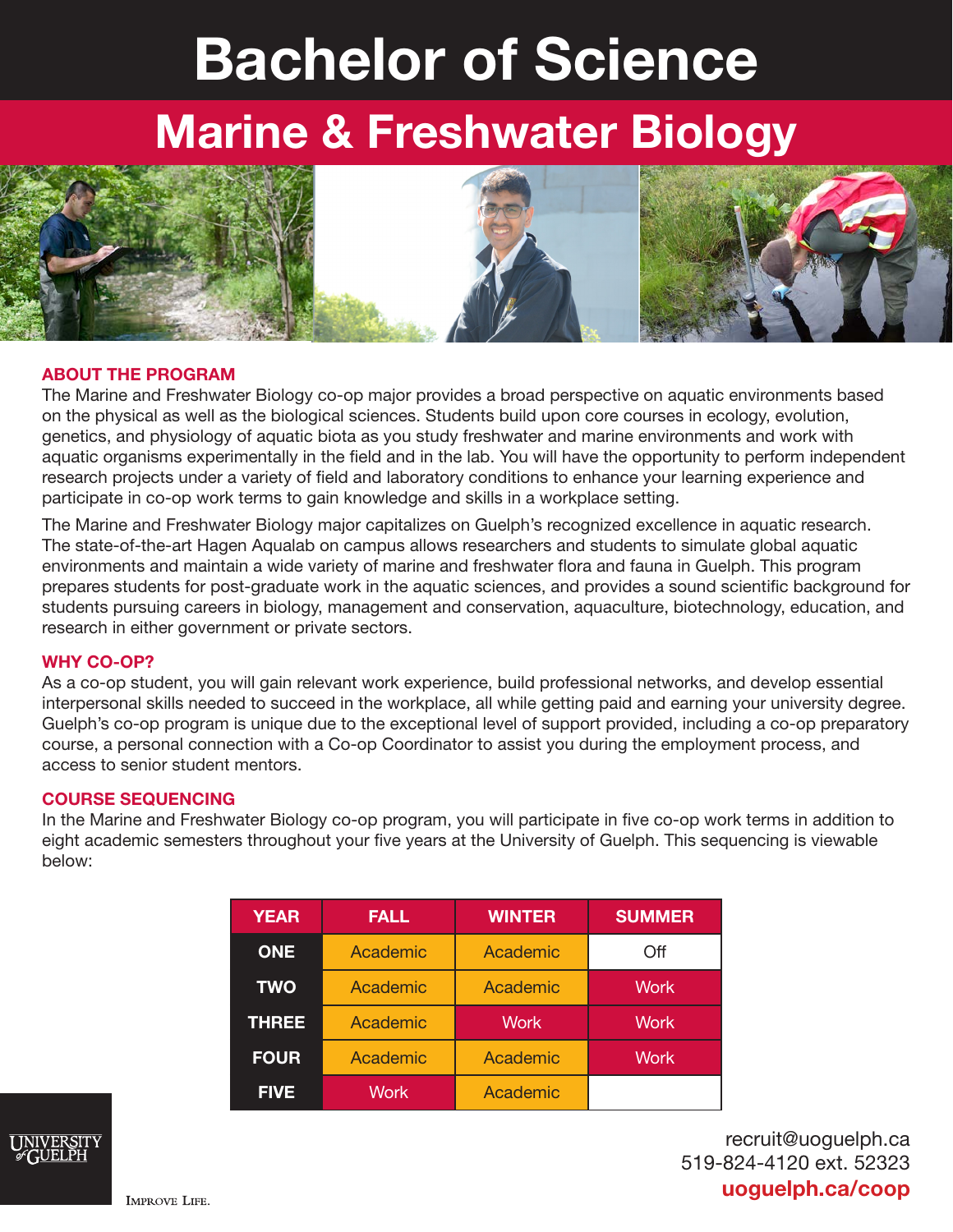# Bachelor of Science

## Marine & Freshwater Biology

### ABOUT THE PROGRAM

The Marine and Freshwater Biology co-op major provides a broad perspective on aquatic environments based on the physical as well as the biological sciences. Students build upon core courses in ecology, evolution, genetics, and physiology of aquatic biota as you study freshwater and marine environments and work with aquatic organisms experimentally in the field and in the lab. You will have the opportunity to perform independent research projects under a variety of field and laboratory conditions to enhance your learning experience and participate in co-op work terms to gain knowledge and skills in a workplace setting.

The Marine and Freshwater Biology major capitalizes on Guelph's recognized excellence in aquatic research. The state-of-the-art Hagen Aqualab on campus allows researchers and students to simulate global aquatic environments and maintain a wide variety of marine and freshwater flora and fauna in Guelph. This program prepares students for post-graduate work in the aquatic sciences, and provides a sound scientific background for students pursuing careers in biology, management and conservation, aquaculture, biotechnology, education, and research in either government or private sectors.

### WHY CO-OP?

As a co-op student, you will gain relevant work experience, build professional networks, and develop essential interpersonal skills needed to succeed in the workplace, all while getting paid and earning your university degree. Guelph's co-op program is unique due to the exceptional level of support provided, including a co-op preparatory course, a personal connection with a Co-op Coordinator to assist you during the employment process, and access to senior student mentors.

### COURSE SEQUENCING

In the Marine and Freshwater Biology co-op program, you will participate in five co-op work terms in addition to eight academic semesters throughout your five years at the University of Guelph. This sequencing is viewable below:

| YEAR | FALL | WINTER | SUMMER |
| --- | --- | --- | --- |
| ONE | Academic | Academic | Off |
| TWO | Academic | Academic | Work |
| THREE | Academic | Work | Work |
| FOUR | Academic | Academic | Work |
| FIVE | Work | Academic | |

UNIVERSITY of GUELPH

IMPROVE LIFE.

recruit@uoguelph.ca
519-824-4120 ext. 52323
**uoguelph.ca/coop**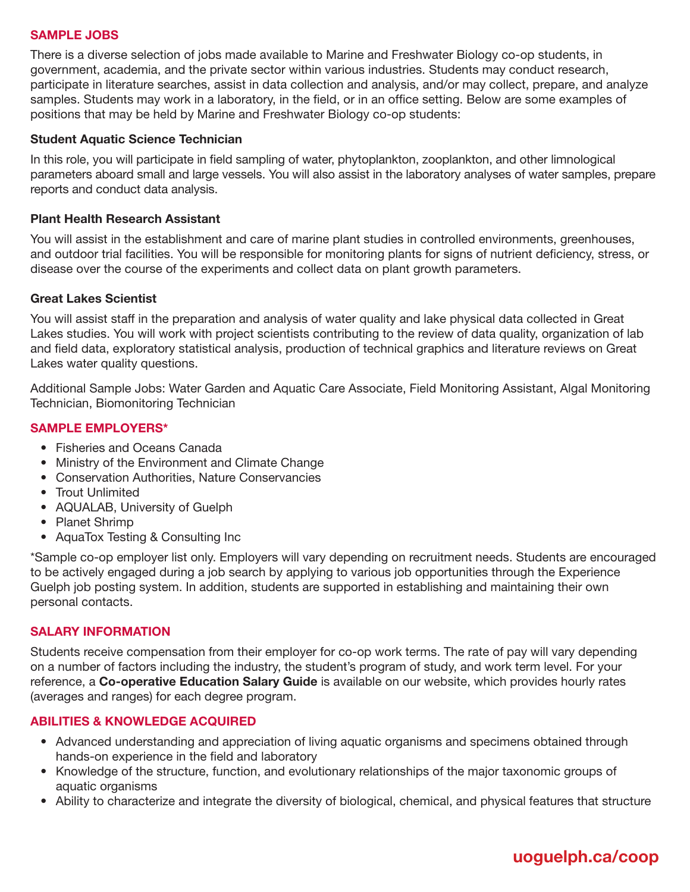## SAMPLE JOBS

There is a diverse selection of jobs made available to Marine and Freshwater Biology co-op students, in government, academia, and the private sector within various industries. Students may conduct research, participate in literature searches, assist in data collection and analysis, and/or may collect, prepare, and analyze samples. Students may work in a laboratory, in the field, or in an office setting. Below are some examples of positions that may be held by Marine and Freshwater Biology co-op students:

### Student Aquatic Science Technician

In this role, you will participate in field sampling of water, phytoplankton, zooplankton, and other limnological parameters aboard small and large vessels. You will also assist in the laboratory analyses of water samples, prepare reports and conduct data analysis.

### Plant Health Research Assistant

You will assist in the establishment and care of marine plant studies in controlled environments, greenhouses, and outdoor trial facilities. You will be responsible for monitoring plants for signs of nutrient deficiency, stress, or disease over the course of the experiments and collect data on plant growth parameters.

### Great Lakes Scientist

You will assist staff in the preparation and analysis of water quality and lake physical data collected in Great Lakes studies. You will work with project scientists contributing to the review of data quality, organization of lab and field data, exploratory statistical analysis, production of technical graphics and literature reviews on Great Lakes water quality questions.

Additional Sample Jobs: Water Garden and Aquatic Care Associate, Field Monitoring Assistant, Algal Monitoring Technician, Biomonitoring Technician

## SAMPLE EMPLOYERS*

- Fisheries and Oceans Canada
- Ministry of the Environment and Climate Change
- Conservation Authorities, Nature Conservancies
- Trout Unlimited
- AQUALAB, University of Guelph
- Planet Shrimp
- AquaTox Testing & Consulting Inc

*Sample co-op employer list only. Employers will vary depending on recruitment needs. Students are encouraged to be actively engaged during a job search by applying to various job opportunities through the Experience Guelph job posting system. In addition, students are supported in establishing and maintaining their own personal contacts.

## SALARY INFORMATION

Students receive compensation from their employer for co-op work terms. The rate of pay will vary depending on a number of factors including the industry, the student's program of study, and work term level. For your reference, a **Co-operative Education Salary Guide** is available on our website, which provides hourly rates (averages and ranges) for each degree program.

## ABILITIES & KNOWLEDGE ACQUIRED

- Advanced understanding and appreciation of living aquatic organisms and specimens obtained through hands-on experience in the field and laboratory
- Knowledge of the structure, function, and evolutionary relationships of the major taxonomic groups of aquatic organisms
- Ability to characterize and integrate the diversity of biological, chemical, and physical features that structure

**uoguelph.ca/coop**